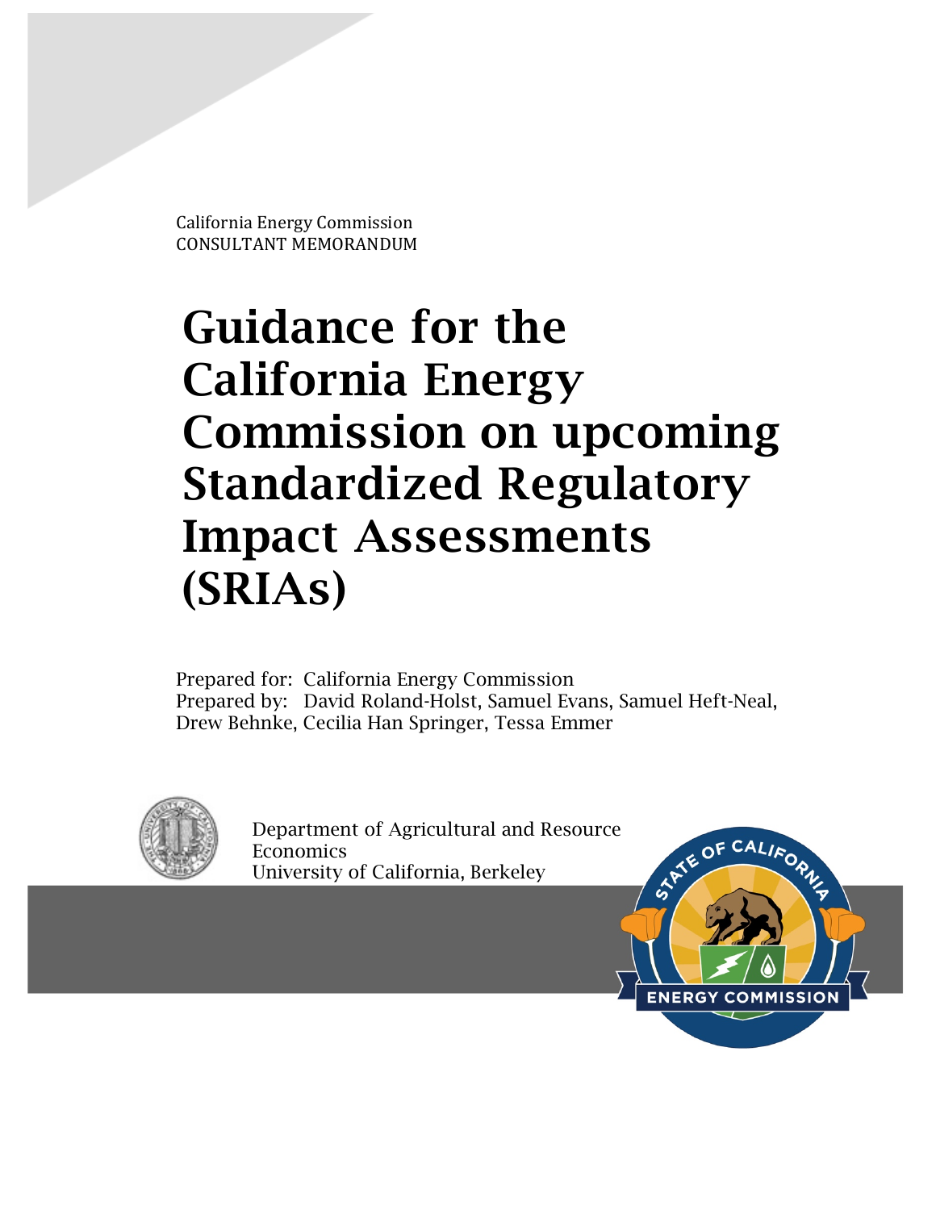California Energy Commission
CONSULTANT MEMORANDUM

# Guidance for the California Energy Commission on upcoming Standardized Regulatory Impact Assessments (SRIAs)

Prepared for: California Energy Commission
Prepared by: David Roland-Holst, Samuel Evans, Samuel Heft-Neal, Drew Behnke, Cecilia Han Springer, Tessa Emmer

Department of Agricultural and Resource Economics
University of California, Berkeley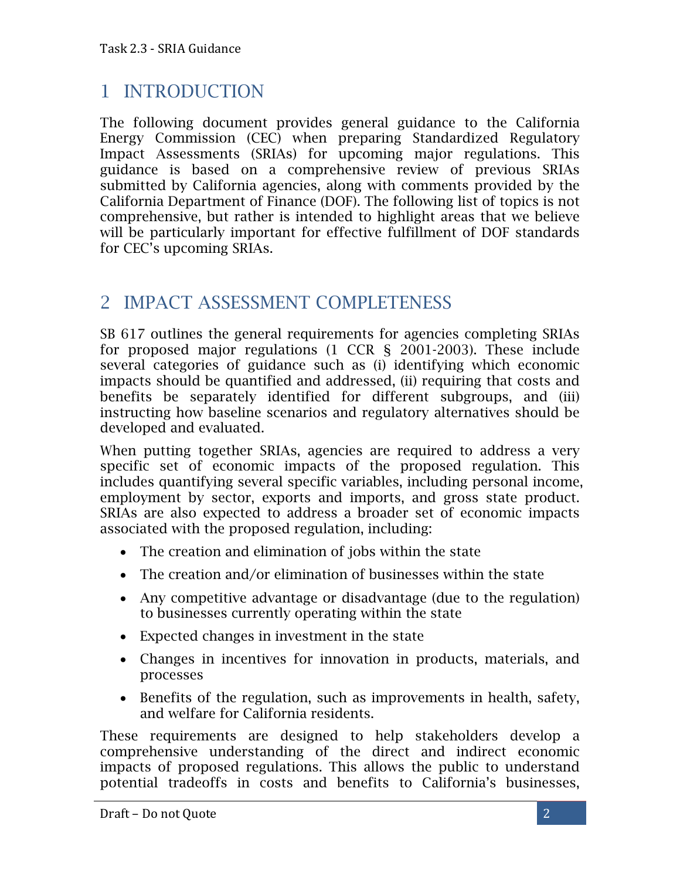# 1 INTRODUCTION

The following document provides general guidance to the California Energy Commission (CEC) when preparing Standardized Regulatory Impact Assessments (SRIAs) for upcoming major regulations. This guidance is based on a comprehensive review of previous SRIAs submitted by California agencies, along with comments provided by the California Department of Finance (DOF). The following list of topics is not comprehensive, but rather is intended to highlight areas that we believe will be particularly important for effective fulfillment of DOF standards for CEC's upcoming SRIAs.

# 2 IMPACT ASSESSMENT COMPLETENESS

SB 617 outlines the general requirements for agencies completing SRIAs for proposed major regulations (1 CCR § 2001-2003). These include several categories of guidance such as (i) identifying which economic impacts should be quantified and addressed, (ii) requiring that costs and benefits be separately identified for different subgroups, and (iii) instructing how baseline scenarios and regulatory alternatives should be developed and evaluated.

When putting together SRIAs, agencies are required to address a very specific set of economic impacts of the proposed regulation. This includes quantifying several specific variables, including personal income, employment by sector, exports and imports, and gross state product. SRIAs are also expected to address a broader set of economic impacts associated with the proposed regulation, including:

- The creation and elimination of jobs within the state
- The creation and/or elimination of businesses within the state
- Any competitive advantage or disadvantage (due to the regulation) to businesses currently operating within the state
- Expected changes in investment in the state
- Changes in incentives for innovation in products, materials, and processes
- Benefits of the regulation, such as improvements in health, safety, and welfare for California residents.

These requirements are designed to help stakeholders develop a comprehensive understanding of the direct and indirect economic impacts of proposed regulations. This allows the public to understand potential tradeoffs in costs and benefits to California's businesses,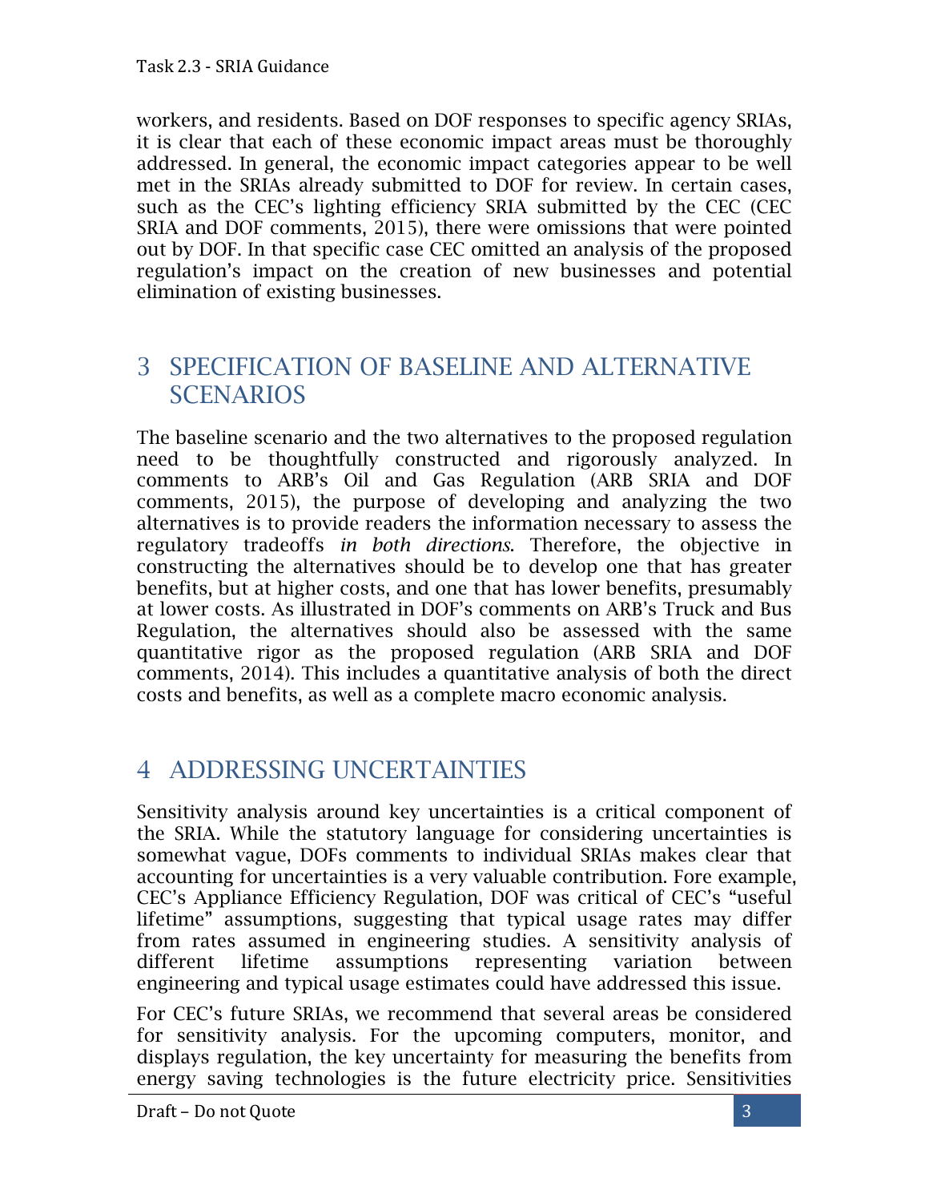workers, and residents. Based on DOF responses to specific agency SRIAs, it is clear that each of these economic impact areas must be thoroughly addressed. In general, the economic impact categories appear to be well met in the SRIAs already submitted to DOF for review. In certain cases, such as the CEC's lighting efficiency SRIA submitted by the CEC (CEC SRIA and DOF comments, 2015), there were omissions that were pointed out by DOF. In that specific case CEC omitted an analysis of the proposed regulation's impact on the creation of new businesses and potential elimination of existing businesses.

# 3 SPECIFICATION OF BASELINE AND ALTERNATIVE SCENARIOS

The baseline scenario and the two alternatives to the proposed regulation need to be thoughtfully constructed and rigorously analyzed. In comments to ARB's Oil and Gas Regulation (ARB SRIA and DOF comments, 2015), the purpose of developing and analyzing the two alternatives is to provide readers the information necessary to assess the regulatory tradeoffs *in both directions*. Therefore, the objective in constructing the alternatives should be to develop one that has greater benefits, but at higher costs, and one that has lower benefits, presumably at lower costs. As illustrated in DOF's comments on ARB's Truck and Bus Regulation, the alternatives should also be assessed with the same quantitative rigor as the proposed regulation (ARB SRIA and DOF comments, 2014). This includes a quantitative analysis of both the direct costs and benefits, as well as a complete macro economic analysis.

# 4 ADDRESSING UNCERTAINTIES

Sensitivity analysis around key uncertainties is a critical component of the SRIA. While the statutory language for considering uncertainties is somewhat vague, DOFs comments to individual SRIAs makes clear that accounting for uncertainties is a very valuable contribution. Fore example, CEC's Appliance Efficiency Regulation, DOF was critical of CEC's "useful lifetime" assumptions, suggesting that typical usage rates may differ from rates assumed in engineering studies. A sensitivity analysis of different lifetime assumptions representing variation between engineering and typical usage estimates could have addressed this issue.

For CEC's future SRIAs, we recommend that several areas be considered for sensitivity analysis. For the upcoming computers, monitor, and displays regulation, the key uncertainty for measuring the benefits from energy saving technologies is the future electricity price. Sensitivities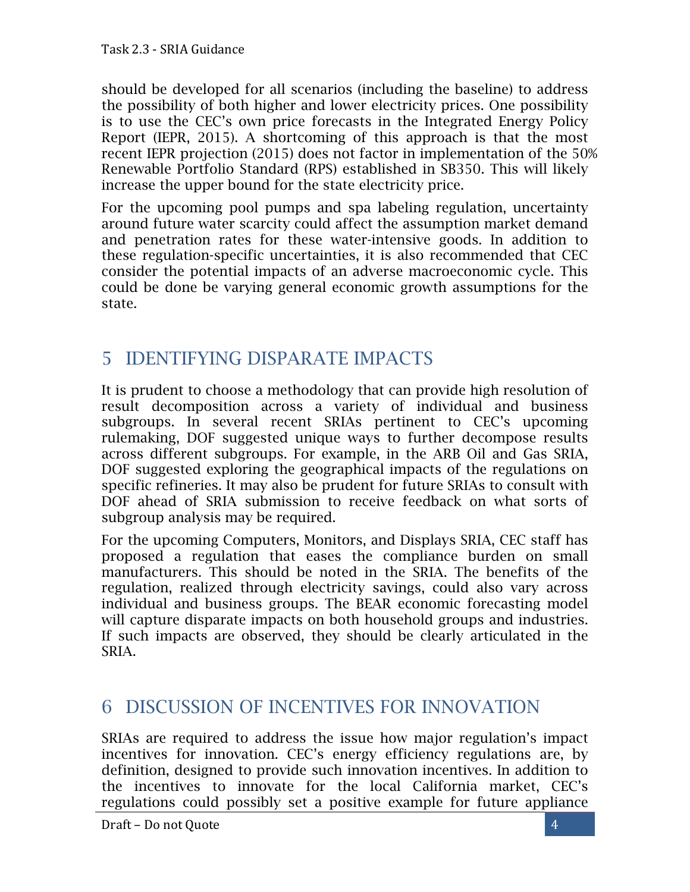should be developed for all scenarios (including the baseline) to address the possibility of both higher and lower electricity prices. One possibility is to use the CEC's own price forecasts in the Integrated Energy Policy Report (IEPR, 2015). A shortcoming of this approach is that the most recent IEPR projection (2015) does not factor in implementation of the 50% Renewable Portfolio Standard (RPS) established in SB350. This will likely increase the upper bound for the state electricity price.

For the upcoming pool pumps and spa labeling regulation, uncertainty around future water scarcity could affect the assumption market demand and penetration rates for these water-intensive goods. In addition to these regulation-specific uncertainties, it is also recommended that CEC consider the potential impacts of an adverse macroeconomic cycle. This could be done be varying general economic growth assumptions for the state.

# 5 IDENTIFYING DISPARATE IMPACTS

It is prudent to choose a methodology that can provide high resolution of result decomposition across a variety of individual and business subgroups. In several recent SRIAs pertinent to CEC's upcoming rulemaking, DOF suggested unique ways to further decompose results across different subgroups. For example, in the ARB Oil and Gas SRIA, DOF suggested exploring the geographical impacts of the regulations on specific refineries. It may also be prudent for future SRIAs to consult with DOF ahead of SRIA submission to receive feedback on what sorts of subgroup analysis may be required.

For the upcoming Computers, Monitors, and Displays SRIA, CEC staff has proposed a regulation that eases the compliance burden on small manufacturers. This should be noted in the SRIA. The benefits of the regulation, realized through electricity savings, could also vary across individual and business groups. The BEAR economic forecasting model will capture disparate impacts on both household groups and industries. If such impacts are observed, they should be clearly articulated in the SRIA.

# 6 DISCUSSION OF INCENTIVES FOR INNOVATION

SRIAs are required to address the issue how major regulation's impact incentives for innovation. CEC's energy efficiency regulations are, by definition, designed to provide such innovation incentives. In addition to the incentives to innovate for the local California market, CEC's regulations could possibly set a positive example for future appliance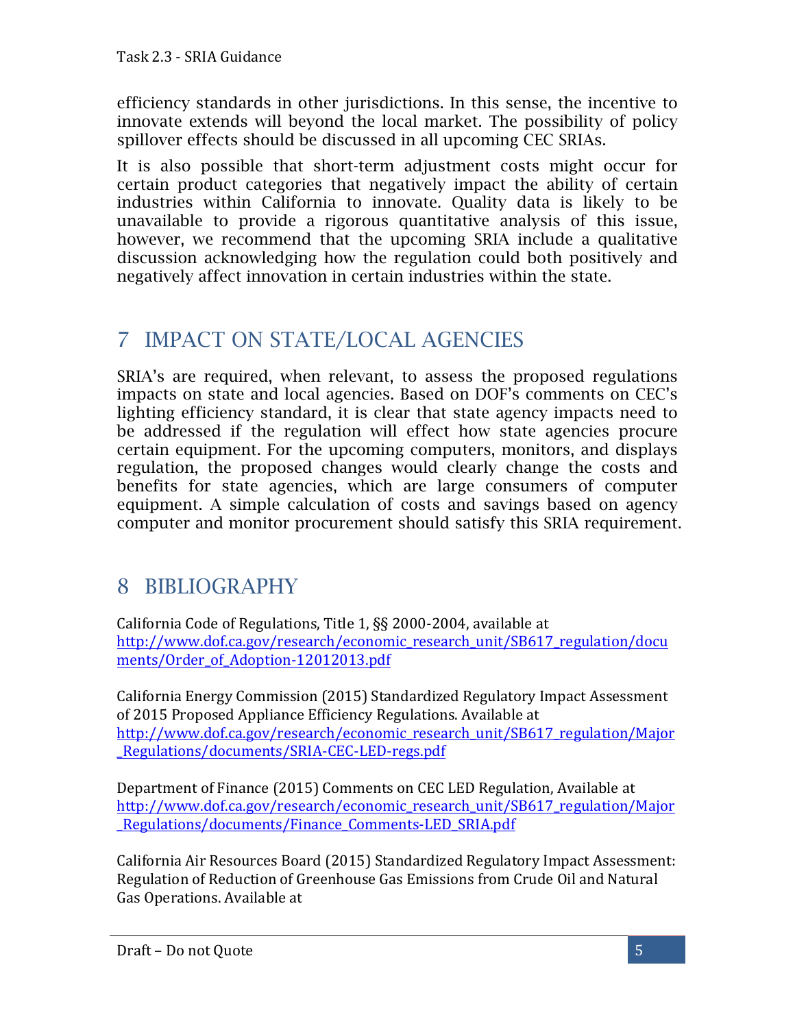efficiency standards in other jurisdictions. In this sense, the incentive to innovate extends will beyond the local market. The possibility of policy spillover effects should be discussed in all upcoming CEC SRIAs.

It is also possible that short-term adjustment costs might occur for certain product categories that negatively impact the ability of certain industries within California to innovate. Quality data is likely to be unavailable to provide a rigorous quantitative analysis of this issue, however, we recommend that the upcoming SRIA include a qualitative discussion acknowledging how the regulation could both positively and negatively affect innovation in certain industries within the state.

# 7 IMPACT ON STATE/LOCAL AGENCIES

SRIA's are required, when relevant, to assess the proposed regulations impacts on state and local agencies. Based on DOF's comments on CEC's lighting efficiency standard, it is clear that state agency impacts need to be addressed if the regulation will effect how state agencies procure certain equipment. For the upcoming computers, monitors, and displays regulation, the proposed changes would clearly change the costs and benefits for state agencies, which are large consumers of computer equipment. A simple calculation of costs and savings based on agency computer and monitor procurement should satisfy this SRIA requirement.

# 8 BIBLIOGRAPHY

California Code of Regulations, Title 1, §§ 2000-2004, available at [http://www.dof.ca.gov/research/economic_research_unit/SB617_regulation/documents/Order_of_Adoption-12012013.pdf](http://www.dof.ca.gov/research/economic_research_unit/SB617_regulation/documents/Order_of_Adoption-12012013.pdf)

California Energy Commission (2015) Standardized Regulatory Impact Assessment of 2015 Proposed Appliance Efficiency Regulations. Available at [http://www.dof.ca.gov/research/economic_research_unit/SB617_regulation/Major_Regulations/documents/SRIA-CEC-LED-regs.pdf](http://www.dof.ca.gov/research/economic_research_unit/SB617_regulation/Major_Regulations/documents/SRIA-CEC-LED-regs.pdf)

Department of Finance (2015) Comments on CEC LED Regulation, Available at [http://www.dof.ca.gov/research/economic_research_unit/SB617_regulation/Major_Regulations/documents/Finance_Comments-LED_SRIA.pdf](http://www.dof.ca.gov/research/economic_research_unit/SB617_regulation/Major_Regulations/documents/Finance_Comments-LED_SRIA.pdf)

California Air Resources Board (2015) Standardized Regulatory Impact Assessment: Regulation of Reduction of Greenhouse Gas Emissions from Crude Oil and Natural Gas Operations. Available at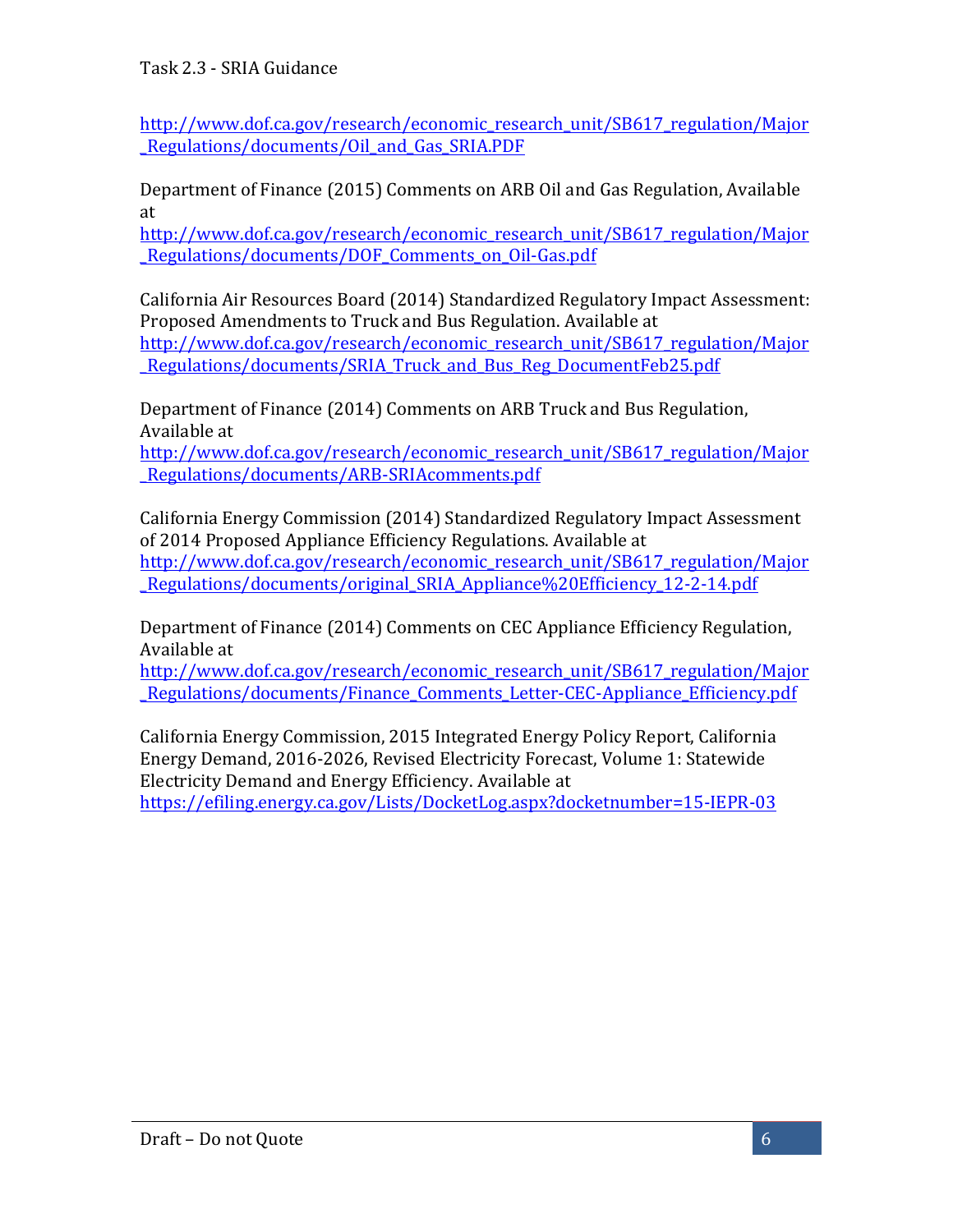http://www.dof.ca.gov/research/economic_research_unit/SB617_regulation/Major_Regulations/documents/Oil_and_Gas_SRIA.PDF

Department of Finance (2015) Comments on ARB Oil and Gas Regulation, Available at
http://www.dof.ca.gov/research/economic_research_unit/SB617_regulation/Major_Regulations/documents/DOF_Comments_on_Oil-Gas.pdf

California Air Resources Board (2014) Standardized Regulatory Impact Assessment: Proposed Amendments to Truck and Bus Regulation. Available at
http://www.dof.ca.gov/research/economic_research_unit/SB617_regulation/Major_Regulations/documents/SRIA_Truck_and_Bus_Reg_DocumentFeb25.pdf

Department of Finance (2014) Comments on ARB Truck and Bus Regulation, Available at
http://www.dof.ca.gov/research/economic_research_unit/SB617_regulation/Major_Regulations/documents/ARB-SRIAcomments.pdf

California Energy Commission (2014) Standardized Regulatory Impact Assessment of 2014 Proposed Appliance Efficiency Regulations. Available at
http://www.dof.ca.gov/research/economic_research_unit/SB617_regulation/Major_Regulations/documents/original_SRIA_Appliance%20Efficiency_12-2-14.pdf

Department of Finance (2014) Comments on CEC Appliance Efficiency Regulation, Available at
http://www.dof.ca.gov/research/economic_research_unit/SB617_regulation/Major_Regulations/documents/Finance_Comments_Letter-CEC-Appliance_Efficiency.pdf

California Energy Commission, 2015 Integrated Energy Policy Report, California Energy Demand, 2016-2026, Revised Electricity Forecast, Volume 1: Statewide Electricity Demand and Energy Efficiency. Available at
https://efiling.energy.ca.gov/Lists/DocketLog.aspx?docketnumber=15-IEPR-03